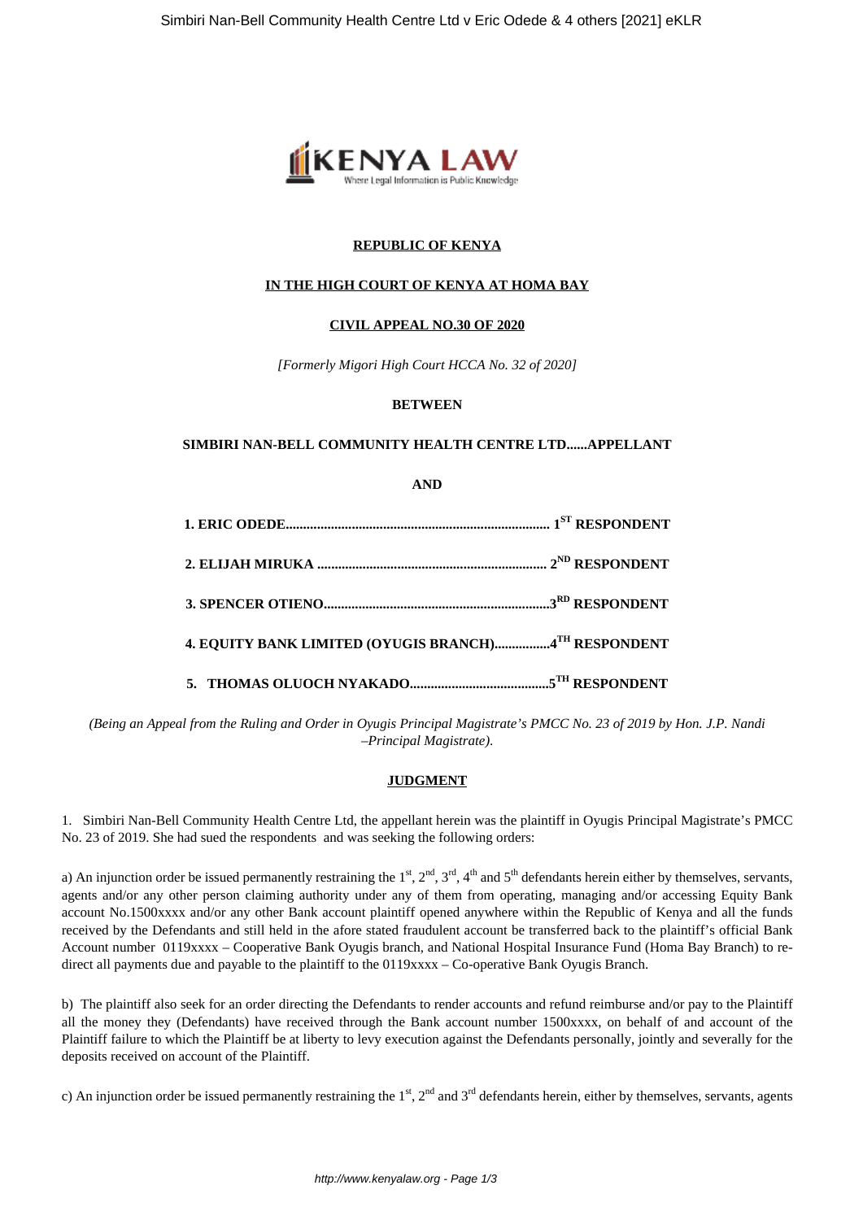**REPUBLIC OF KENYA**

**IN THE HIGH COURT OF KENYA AT HOMA BAY**

**CIVIL APPEAL NO.30 OF 2020**

*[Formerly Migori High Court HCCA No. 32 of 2020]*

**BETWEEN**

**SIMBIRI NAN-BELL COMMUNITY HEALTH CENTRE LTD......APPELLANT**

**AND**

**1. ERIC ODEDE........................................................................... 1ST RESPONDENT**

**2. ELIJAH MIRUKA ................................................................. 2ND RESPONDENT**

**3. SPENCER OTIENO................................................................3RD RESPONDENT**

**4. EQUITY BANK LIMITED (OYUGIS BRANCH)................4TH RESPONDENT**

**5. THOMAS OLUOCH NYAKADO........................................5TH RESPONDENT**

*(Being an Appeal from the Ruling and Order in Oyugis Principal Magistrate's PMCC No. 23 of 2019 by Hon. J.P. Nandi –Principal Magistrate).*

**JUDGMENT**

1. Simbiri Nan-Bell Community Health Centre Ltd, the appellant herein was the plaintiff in Oyugis Principal Magistrate's PMCC No. 23 of 2019. She had sued the respondents and was seeking the following orders:

a) An injunction order be issued permanently restraining the 1st, 2nd, 3rd, 4th and 5th defendants herein either by themselves, servants, agents and/or any other person claiming authority under any of them from operating, managing and/or accessing Equity Bank account No.1500xxxx and/or any other Bank account plaintiff opened anywhere within the Republic of Kenya and all the funds received by the Defendants and still held in the afore stated fraudulent account be transferred back to the plaintiff's official Bank Account number 0119xxxx – Cooperative Bank Oyugis branch, and National Hospital Insurance Fund (Homa Bay Branch) to re-direct all payments due and payable to the plaintiff to the 0119xxxx – Co-operative Bank Oyugis Branch.

b) The plaintiff also seek for an order directing the Defendants to render accounts and refund reimburse and/or pay to the Plaintiff all the money they (Defendants) have received through the Bank account number 1500xxxx, on behalf of and account of the Plaintiff failure to which the Plaintiff be at liberty to levy execution against the Defendants personally, jointly and severally for the deposits received on account of the Plaintiff.

c) An injunction order be issued permanently restraining the 1st, 2nd and 3rd defendants herein, either by themselves, servants, agents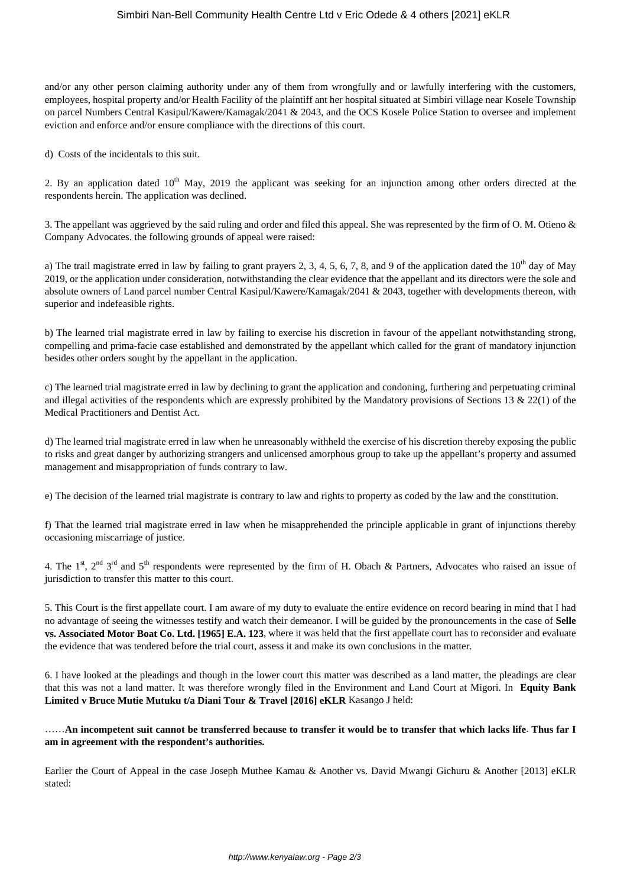and/or any other person claiming authority under any of them from wrongfully and or lawfully interfering with the customers, employees, hospital property and/or Health Facility of the plaintiff ant her hospital situated at Simbiri village near Kosele Township on parcel Numbers Central Kasipul/Kawere/Kamagak/2041 & 2043, and the OCS Kosele Police Station to oversee and implement eviction and enforce and/or ensure compliance with the directions of this court.

d) Costs of the incidentals to this suit.

2. By an application dated 10th May, 2019 the applicant was seeking for an injunction among other orders directed at the respondents herein. The application was declined.

3. The appellant was aggrieved by the said ruling and order and filed this appeal. She was represented by the firm of O. M. Otieno & Company Advocates. the following grounds of appeal were raised:

a) The trail magistrate erred in law by failing to grant prayers 2, 3, 4, 5, 6, 7, 8, and 9 of the application dated the 10th day of May 2019, or the application under consideration, notwithstanding the clear evidence that the appellant and its directors were the sole and absolute owners of Land parcel number Central Kasipul/Kawere/Kamagak/2041 & 2043, together with developments thereon, with superior and indefeasible rights.

b) The learned trial magistrate erred in law by failing to exercise his discretion in favour of the appellant notwithstanding strong, compelling and prima-facie case established and demonstrated by the appellant which called for the grant of mandatory injunction besides other orders sought by the appellant in the application.

c) The learned trial magistrate erred in law by declining to grant the application and condoning, furthering and perpetuating criminal and illegal activities of the respondents which are expressly prohibited by the Mandatory provisions of Sections 13 & 22(1) of the Medical Practitioners and Dentist Act.

d) The learned trial magistrate erred in law when he unreasonably withheld the exercise of his discretion thereby exposing the public to risks and great danger by authorizing strangers and unlicensed amorphous group to take up the appellant's property and assumed management and misappropriation of funds contrary to law.

e) The decision of the learned trial magistrate is contrary to law and rights to property as coded by the law and the constitution.

f) That the learned trial magistrate erred in law when he misapprehended the principle applicable in grant of injunctions thereby occasioning miscarriage of justice.

4. The 1st, 2nd 3rd and 5th respondents were represented by the firm of H. Obach & Partners, Advocates who raised an issue of jurisdiction to transfer this matter to this court.

5. This Court is the first appellate court. I am aware of my duty to evaluate the entire evidence on record bearing in mind that I had no advantage of seeing the witnesses testify and watch their demeanor. I will be guided by the pronouncements in the case of **Selle vs. Associated Motor Boat Co. Ltd. [1965] E.A. 123**, where it was held that the first appellate court has to reconsider and evaluate the evidence that was tendered before the trial court, assess it and make its own conclusions in the matter.

6. I have looked at the pleadings and though in the lower court this matter was described as a land matter, the pleadings are clear that this was not a land matter. It was therefore wrongly filed in the Environment and Land Court at Migori. In **Equity Bank Limited v Bruce Mutie Mutuku t/a Diani Tour & Travel [2016] eKLR** Kasango J held:

……**An incompetent suit cannot be transferred because to transfer it would be to transfer that which lacks life**. **Thus far I am in agreement with the respondent's authorities.**

Earlier the Court of Appeal in the case Joseph Muthee Kamau & Another vs. David Mwangi Gichuru & Another [2013] eKLR stated: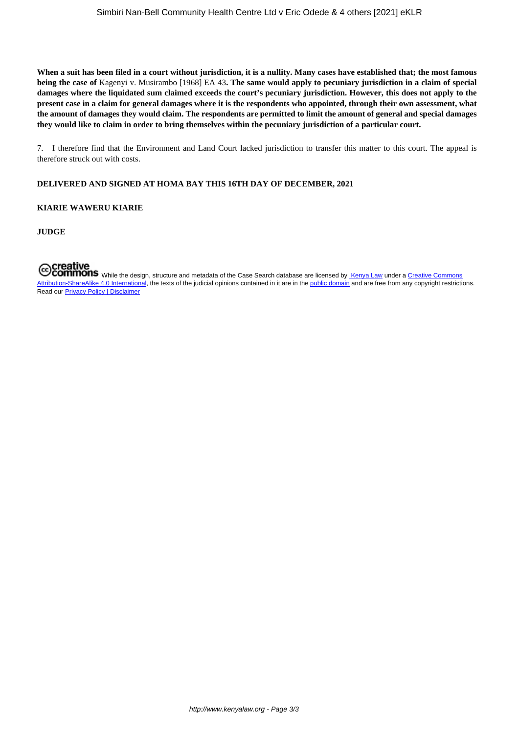**When a suit has been filed in a court without jurisdiction, it is a nullity. Many cases have established that; the most famous being the case of** Kagenyi v. Musirambo [1968] EA 43**. The same would apply to pecuniary jurisdiction in a claim of special damages where the liquidated sum claimed exceeds the court's pecuniary jurisdiction. However, this does not apply to the present case in a claim for general damages where it is the respondents who appointed, through their own assessment, what the amount of damages they would claim. The respondents are permitted to limit the amount of general and special damages they would like to claim in order to bring themselves within the pecuniary jurisdiction of a particular court.**

7. I therefore find that the Environment and Land Court lacked jurisdiction to transfer this matter to this court. The appeal is therefore struck out with costs.

**DELIVERED AND SIGNED AT HOMA BAY THIS 16TH DAY OF DECEMBER, 2021**

**KIARIE WAWERU KIARIE**

**JUDGE**

While the design, structure and metadata of the Case Search database are licensed by Kenya Law under a Creative Commons Attribution-ShareAlike 4.0 International, the texts of the judicial opinions contained in it are in the public domain and are free from any copyright restrictions. Read our Privacy Policy | Disclaimer